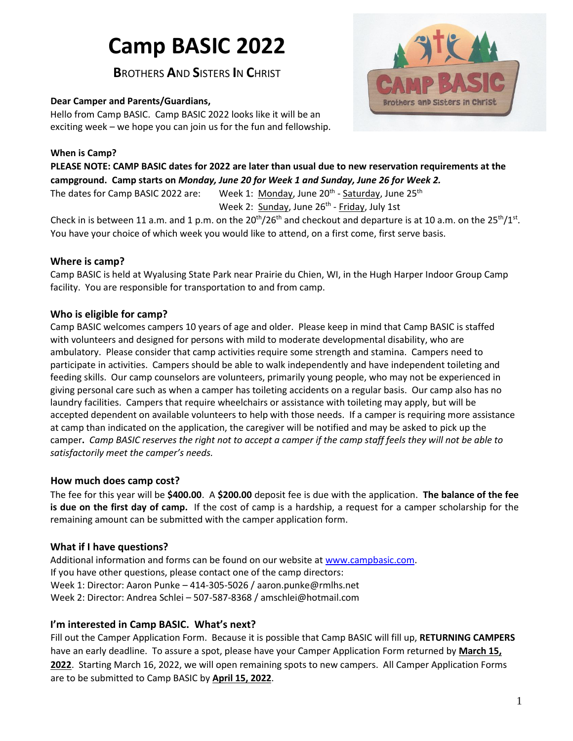# Camp BASIC 2022

## BROTHERS AND SISTERS IN CHRIST

**Dear Camper and Parents/Guardians,**

Hello from Camp BASIC. Camp BASIC 2022 looks like it will be an exciting week – we hope you can join us for the fun and fellowship.

**When is Camp?**

**PLEASE NOTE: CAMP BASIC dates for 2022 are later than usual due to new reservation requirements at the campground. Camp starts on *Monday, June 20 for Week 1 and Sunday, June 26 for Week 2.***

The dates for Camp BASIC 2022 are: Week 1: Monday, June 20th - Saturday, June 25th
Week 2: Sunday, June 26th - Friday, July 1st

Check in is between 11 a.m. and 1 p.m. on the 20th/26th and checkout and departure is at 10 a.m. on the 25th/1st. You have your choice of which week you would like to attend, on a first come, first serve basis.

### Where is camp?

Camp BASIC is held at Wyalusing State Park near Prairie du Chien, WI, in the Hugh Harper Indoor Group Camp facility. You are responsible for transportation to and from camp.

### Who is eligible for camp?

Camp BASIC welcomes campers 10 years of age and older. Please keep in mind that Camp BASIC is staffed with volunteers and designed for persons with mild to moderate developmental disability, who are ambulatory. Please consider that camp activities require some strength and stamina. Campers need to participate in activities. Campers should be able to walk independently and have independent toileting and feeding skills. Our camp counselors are volunteers, primarily young people, who may not be experienced in giving personal care such as when a camper has toileting accidents on a regular basis. Our camp also has no laundry facilities. Campers that require wheelchairs or assistance with toileting may apply, but will be accepted dependent on available volunteers to help with those needs. If a camper is requiring more assistance at camp than indicated on the application, the caregiver will be notified and may be asked to pick up the camper**.** *Camp BASIC reserves the right not to accept a camper if the camp staff feels they will not be able to satisfactorily meet the camper's needs.*

### How much does camp cost?

The fee for this year will be **$400.00**. A **$200.00** deposit fee is due with the application. **The balance of the fee is due on the first day of camp.** If the cost of camp is a hardship, a request for a camper scholarship for the remaining amount can be submitted with the camper application form.

### What if I have questions?

Additional information and forms can be found on our website at www.campbasic.com.
If you have other questions, please contact one of the camp directors:
Week 1: Director: Aaron Punke – 414-305-5026 / aaron.punke@rmlhs.net
Week 2: Director: Andrea Schlei – 507-587-8368 / amschlei@hotmail.com

### I'm interested in Camp BASIC. What's next?

Fill out the Camper Application Form. Because it is possible that Camp BASIC will fill up, **RETURNING CAMPERS** have an early deadline. To assure a spot, please have your Camper Application Form returned by **March 15, 2022**. Starting March 16, 2022, we will open remaining spots to new campers. All Camper Application Forms are to be submitted to Camp BASIC by **April 15, 2022**.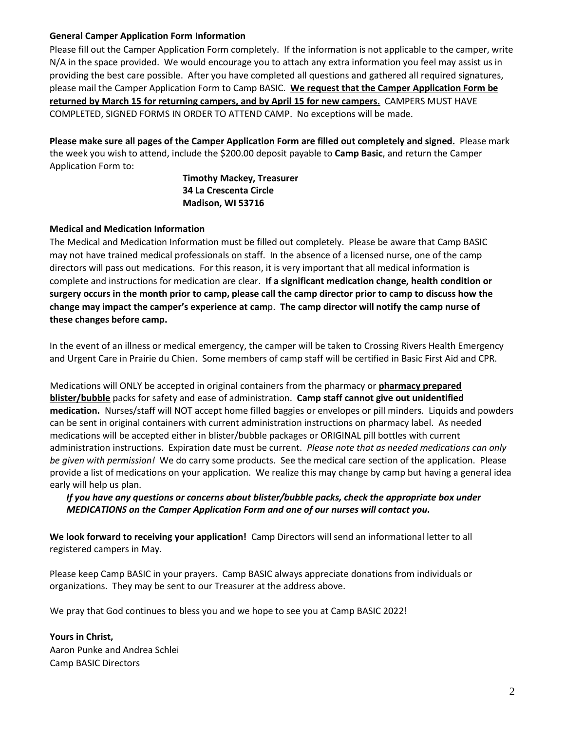**General Camper Application Form Information**

Please fill out the Camper Application Form completely. If the information is not applicable to the camper, write N/A in the space provided. We would encourage you to attach any extra information you feel may assist us in providing the best care possible. After you have completed all questions and gathered all required signatures, please mail the Camper Application Form to Camp BASIC. **We request that the Camper Application Form be returned by March 15 for returning campers, and by April 15 for new campers.** CAMPERS MUST HAVE COMPLETED, SIGNED FORMS IN ORDER TO ATTEND CAMP. No exceptions will be made.

**Please make sure all pages of the Camper Application Form are filled out completely and signed.** Please mark the week you wish to attend, include the $200.00 deposit payable to **Camp Basic**, and return the Camper Application Form to:

**Timothy Mackey, Treasurer**
**34 La Crescenta Circle**
**Madison, WI 53716**

**Medical and Medication Information**

The Medical and Medication Information must be filled out completely. Please be aware that Camp BASIC may not have trained medical professionals on staff. In the absence of a licensed nurse, one of the camp directors will pass out medications. For this reason, it is very important that all medical information is complete and instructions for medication are clear. **If a significant medication change, health condition or surgery occurs in the month prior to camp, please call the camp director prior to camp to discuss how the change may impact the camper's experience at camp. The camp director will notify the camp nurse of these changes before camp.**

In the event of an illness or medical emergency, the camper will be taken to Crossing Rivers Health Emergency and Urgent Care in Prairie du Chien. Some members of camp staff will be certified in Basic First Aid and CPR.

Medications will ONLY be accepted in original containers from the pharmacy or **pharmacy prepared blister/bubble** packs for safety and ease of administration. **Camp staff cannot give out unidentified medication.** Nurses/staff will NOT accept home filled baggies or envelopes or pill minders. Liquids and powders can be sent in original containers with current administration instructions on pharmacy label. As needed medications will be accepted either in blister/bubble packages or ORIGINAL pill bottles with current administration instructions. Expiration date must be current. *Please note that as needed medications can only be given with permission!* We do carry some products. See the medical care section of the application. Please provide a list of medications on your application. We realize this may change by camp but having a general idea early will help us plan.

***If you have any questions or concerns about blister/bubble packs, check the appropriate box under MEDICATIONS on the Camper Application Form and one of our nurses will contact you.***

**We look forward to receiving your application!** Camp Directors will send an informational letter to all registered campers in May.

Please keep Camp BASIC in your prayers. Camp BASIC always appreciate donations from individuals or organizations. They may be sent to our Treasurer at the address above.

We pray that God continues to bless you and we hope to see you at Camp BASIC 2022!

**Yours in Christ,**
Aaron Punke and Andrea Schlei
Camp BASIC Directors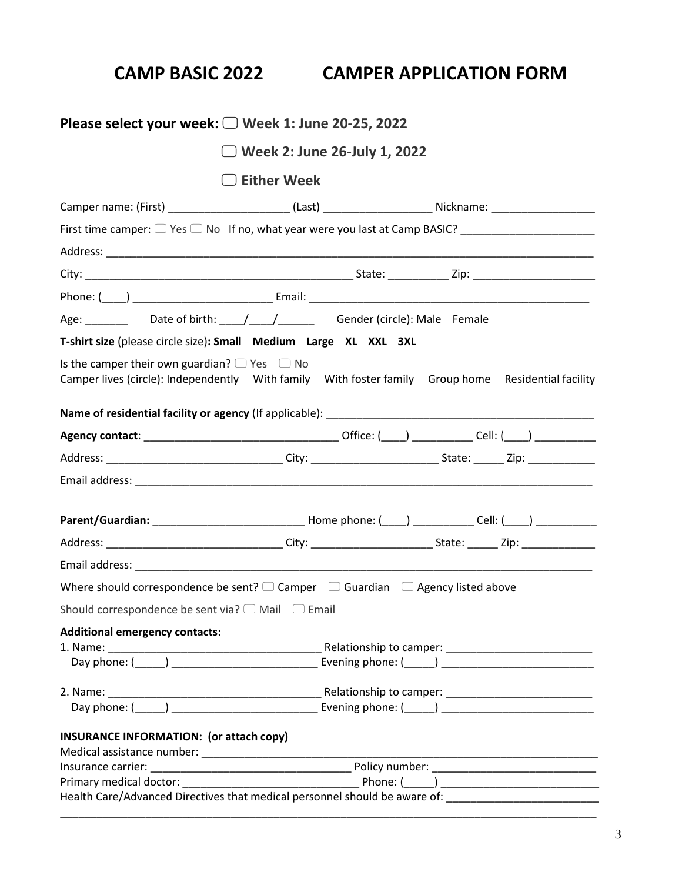# CAMP BASIC 2022 CAMPER APPLICATION FORM

**Please select your week:** ☐ **Week 1: June 20-25, 2022**

☐ **Week 2: June 26-July 1, 2022**

☐ **Either Week**

Camper name: (First) ____________________ (Last) __________________ Nickname: _________________

First time camper: ☐ Yes ☐ No If no, what year were you last at Camp BASIC? ______________________

Address: ____________________________________________________________________________________

City: _____________________________________________ State: __________ Zip: ____________________

Phone: (____) _______________________ Email: _____________________________________________

Age: _______ Date of birth: ____/____/______ Gender (circle): Male Female

**T-shirt size** (please circle size)**: Small Medium Large XL XXL 3XL**

Is the camper their own guardian? ☐ Yes ☐ No
Camper lives (circle): Independently With family With foster family Group home Residential facility

**Name of residential facility or agency** (If applicable): _____________________________________________

**Agency contact**: _______________________________ Office: (____) __________ Cell: (____) __________

Address: ____________________________ City: _____________________ State: _____ Zip: ___________

Email address: ________________________________________________________________________________

**Parent/Guardian:** ________________________ Home phone: (____) __________ Cell: (____) __________

Address: ____________________________ City: ___________________ State: _____ Zip: ____________

Email address: ________________________________________________________________________________

Where should correspondence be sent? ☐ Camper ☐ Guardian ☐ Agency listed above

Should correspondence be sent via? ☐ Mail ☐ Email

**Additional emergency contacts:**

1. Name: __________________________________ Relationship to camper: ________________________
   Day phone: (_____) _______________________ Evening phone: (_____) ________________________

2. Name: __________________________________ Relationship to camper: ________________________
   Day phone: (_____) _______________________ Evening phone: (_____) ________________________

**INSURANCE INFORMATION: (or attach copy)**

Medical assistance number: ____________________________________________________________________

Insurance carrier: _________________________________ Policy number: ___________________________

Primary medical doctor: _____________________________ Phone: (_____) __________________________

Health Care/Advanced Directives that medical personnel should be aware of: ________________________

______________________________________________________________________________________________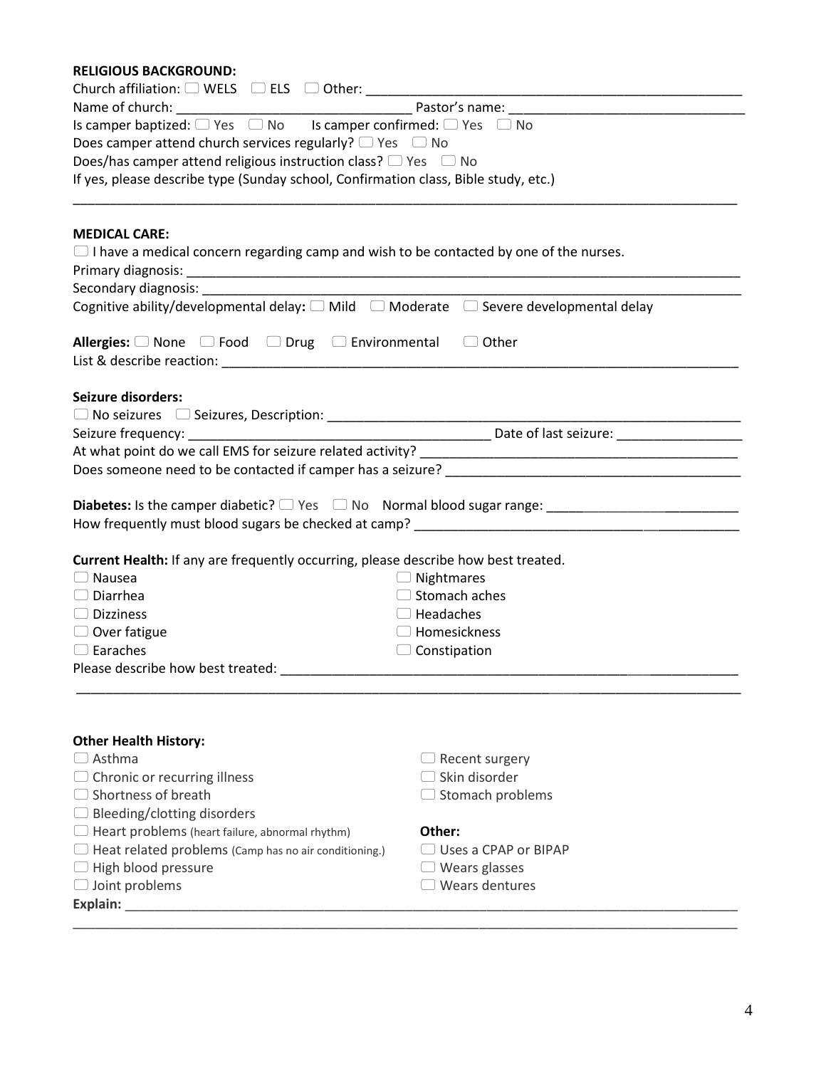**RELIGIOUS BACKGROUND:**

Church affiliation: ☐ WELS ☐ ELS ☐ Other: ___________________________________________________

Name of church: _______________________________ Pastor's name: _______________________________

Is camper baptized: ☐ Yes ☐ No Is camper confirmed: ☐ Yes ☐ No

Does camper attend church services regularly? ☐ Yes ☐ No

Does/has camper attend religious instruction class? ☐ Yes ☐ No

If yes, please describe type (Sunday school, Confirmation class, Bible study, etc.)

_____________________________________________________________________________________

**MEDICAL CARE:**

☐ I have a medical concern regarding camp and wish to be contacted by one of the nurses.

Primary diagnosis: ___________________________________________________________________

Secondary diagnosis: _________________________________________________________________

Cognitive ability/developmental delay**:** ☐ Mild ☐ Moderate ☐ Severe developmental delay

**Allergies:** ☐ None ☐ Food ☐ Drug ☐ Environmental ☐ Other

List & describe reaction: _______________________________________________________________

**Seizure disorders:**

☐ No seizures ☐ Seizures, Description: ____________________________________________________

Seizure frequency: ______________________________________ Date of last seizure: ________________

At what point do we call EMS for seizure related activity? _______________________________________

Does someone need to be contacted if camper has a seizure? _____________________________________

**Diabetes:** Is the camper diabetic? ☐ Yes ☐ No Normal blood sugar range: _________________________

How frequently must blood sugars be checked at camp? _________________________________________

**Current Health:** If any are frequently occurring, please describe how best treated.

- ☐ Nausea
- ☐ Diarrhea
- ☐ Dizziness
- ☐ Over fatigue
- ☐ Earaches
- ☐ Nightmares
- ☐ Stomach aches
- ☐ Headaches
- ☐ Homesickness
- ☐ Constipation

Please describe how best treated: _________________________________________________________

_____________________________________________________________________________________

**Other Health History:**

- ☐ Asthma
- ☐ Chronic or recurring illness
- ☐ Shortness of breath
- ☐ Bleeding/clotting disorders
- ☐ Heart problems (heart failure, abnormal rhythm)
- ☐ Heat related problems (Camp has no air conditioning.)
- ☐ High blood pressure
- ☐ Joint problems
- ☐ Recent surgery
- ☐ Skin disorder
- ☐ Stomach problems

**Other:**

- ☐ Uses a CPAP or BIPAP
- ☐ Wears glasses
- ☐ Wears dentures

**Explain:** ___________________________________________________________________________

_____________________________________________________________________________________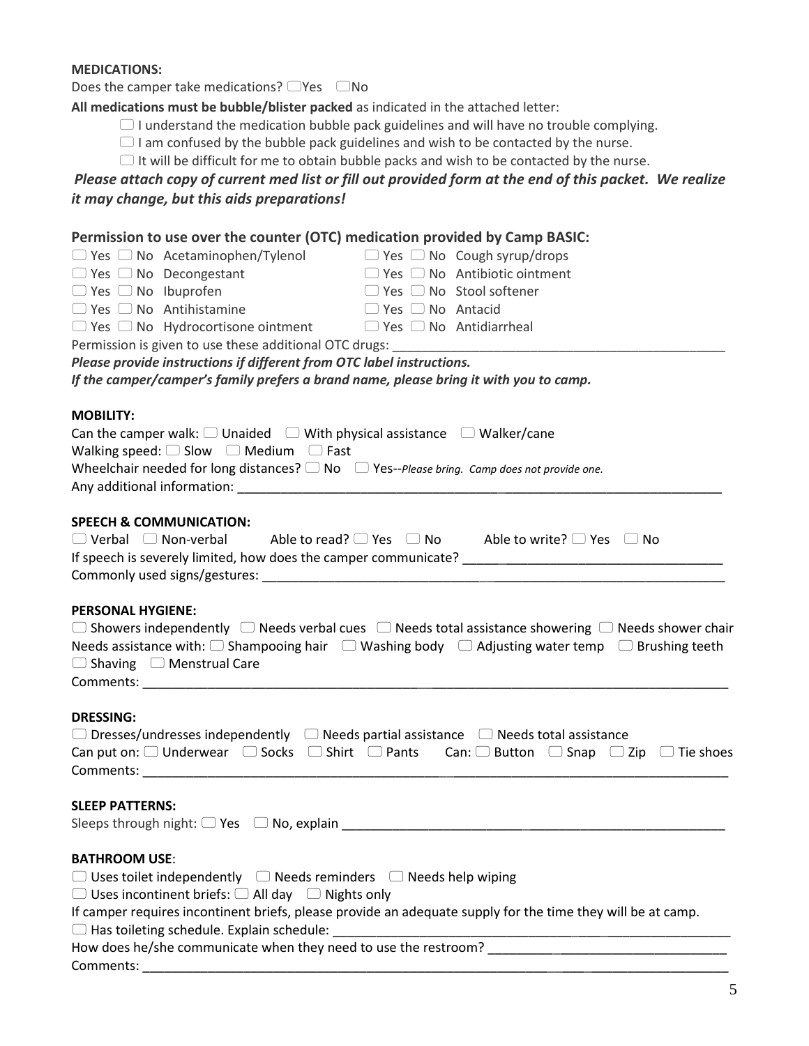**MEDICATIONS:**

Does the camper take medications? ☐Yes ☐No

**All medications must be bubble/blister packed** as indicated in the attached letter:

☐ I understand the medication bubble pack guidelines and will have no trouble complying.
☐ I am confused by the bubble pack guidelines and wish to be contacted by the nurse.
☐ It will be difficult for me to obtain bubble packs and wish to be contacted by the nurse.

***Please attach copy of current med list or fill out provided form at the end of this packet. We realize it may change, but this aids preparations!***

**Permission to use over the counter (OTC) medication provided by Camp BASIC:**

☐ Yes ☐ No Acetaminophen/Tylenol
☐ Yes ☐ No Decongestant
☐ Yes ☐ No Ibuprofen
☐ Yes ☐ No Antihistamine
☐ Yes ☐ No Hydrocortisone ointment
☐ Yes ☐ No Cough syrup/drops
☐ Yes ☐ No Antibiotic ointment
☐ Yes ☐ No Stool softener
☐ Yes ☐ No Antacid
☐ Yes ☐ No Antidiarrheal

Permission is given to use these additional OTC drugs: ___________________________________________

***Please provide instructions if different from OTC label instructions.***
***If the camper/camper's family prefers a brand name, please bring it with you to camp.***

**MOBILITY:**

Can the camper walk: ☐ Unaided ☐ With physical assistance ☐ Walker/cane
Walking speed: ☐ Slow ☐ Medium ☐ Fast
Wheelchair needed for long distances? ☐ No ☐ Yes--*Please bring. Camp does not provide one.*
Any additional information: ___________________________________________

**SPEECH & COMMUNICATION:**

☐ Verbal ☐ Non-verbal Able to read? ☐ Yes ☐ No Able to write? ☐ Yes ☐ No
If speech is severely limited, how does the camper communicate? ___________________________
Commonly used signs/gestures: ___________________________________________

**PERSONAL HYGIENE:**

☐ Showers independently ☐ Needs verbal cues ☐ Needs total assistance showering ☐ Needs shower chair
Needs assistance with: ☐ Shampooing hair ☐ Washing body ☐ Adjusting water temp ☐ Brushing teeth
☐ Shaving ☐ Menstrual Care
Comments: ___________________________________________

**DRESSING:**

☐ Dresses/undresses independently ☐ Needs partial assistance ☐ Needs total assistance
Can put on: ☐ Underwear ☐ Socks ☐ Shirt ☐ Pants Can: ☐ Button ☐ Snap ☐ Zip ☐ Tie shoes
Comments: ___________________________________________

**SLEEP PATTERNS:**

Sleeps through night: ☐ Yes ☐ No, explain ___________________________________________

**BATHROOM USE**:

☐ Uses toilet independently ☐ Needs reminders ☐ Needs help wiping
☐ Uses incontinent briefs: ☐ All day ☐ Nights only
If camper requires incontinent briefs, please provide an adequate supply for the time they will be at camp.
☐ Has toileting schedule. Explain schedule: ___________________________________________
How does he/she communicate when they need to use the restroom? ___________________________
Comments: ___________________________________________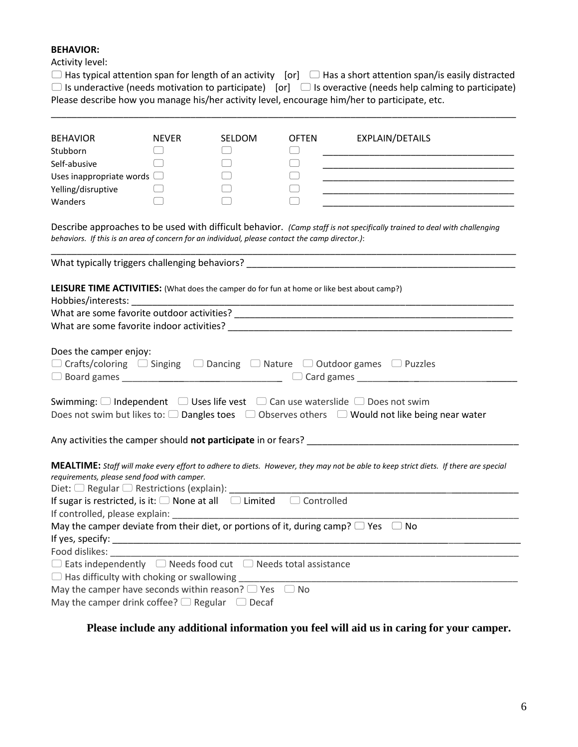**BEHAVIOR:**

Activity level:

☐ Has typical attention span for length of an activity [or] ☐ Has a short attention span/is easily distracted
☐ Is underactive (needs motivation to participate) [or] ☐ Is overactive (needs help calming to participate)

Please describe how you manage his/her activity level, encourage him/her to participate, etc.

_______________________________________________________________________________________

| BEHAVIOR | NEVER | SELDOM | OFTEN | EXPLAIN/DETAILS |
|---|---|---|---|---|
| Stubborn | ☐ | ☐ | ☐ | ______________________ |
| Self-abusive | ☐ | ☐ | ☐ | ______________________ |
| Uses inappropriate words | ☐ | ☐ | ☐ | ______________________ |
| Yelling/disruptive | ☐ | ☐ | ☐ | ______________________ |
| Wanders | ☐ | ☐ | ☐ | ______________________ |

Describe approaches to be used with difficult behavior. *(Camp staff is not specifically trained to deal with challenging behaviors. If this is an area of concern for an individual, please contact the camp director.)*:

_______________________________________________________________________________________

What typically triggers challenging behaviors? ____________________________________________

**LEISURE TIME ACTIVITIES:** (What does the camper do for fun at home or like best about camp?)

Hobbies/interests: _____________________________________________________________________

What are some favorite outdoor activities? _________________________________________________

What are some favorite indoor activities? __________________________________________________

Does the camper enjoy:

☐ Crafts/coloring ☐ Singing ☐ Dancing ☐ Nature ☐ Outdoor games ☐ Puzzles
☐ Board games ______________________ ☐ Card games ______________________

Swimming: ☐ Independent ☐ Uses life vest ☐ Can use waterslide ☐ Does not swim
Does not swim but likes to: ☐ Dangles toes ☐ Observes others ☐ Would not like being near water

Any activities the camper should **not participate** in or fears? ______________________________

**MEALTIME:** *Staff will make every effort to adhere to diets. However, they may not be able to keep strict diets. If there are special requirements, please send food with camper.*

Diet: ☐ Regular ☐ Restrictions (explain): ____________________________________________

If sugar is restricted, is it: ☐ None at all ☐ Limited ☐ Controlled

If controlled, please explain: ____________________________________________________________

May the camper deviate from their diet, or portions of it, during camp? ☐ Yes ☐ No

If yes, specify: _________________________________________________________________________

Food dislikes: __________________________________________________________________________

☐ Eats independently ☐ Needs food cut ☐ Needs total assistance
☐ Has difficulty with choking or swallowing __________________________________________

May the camper have seconds within reason? ☐ Yes ☐ No

May the camper drink coffee? ☐ Regular ☐ Decaf

**Please include any additional information you feel will aid us in caring for your camper.**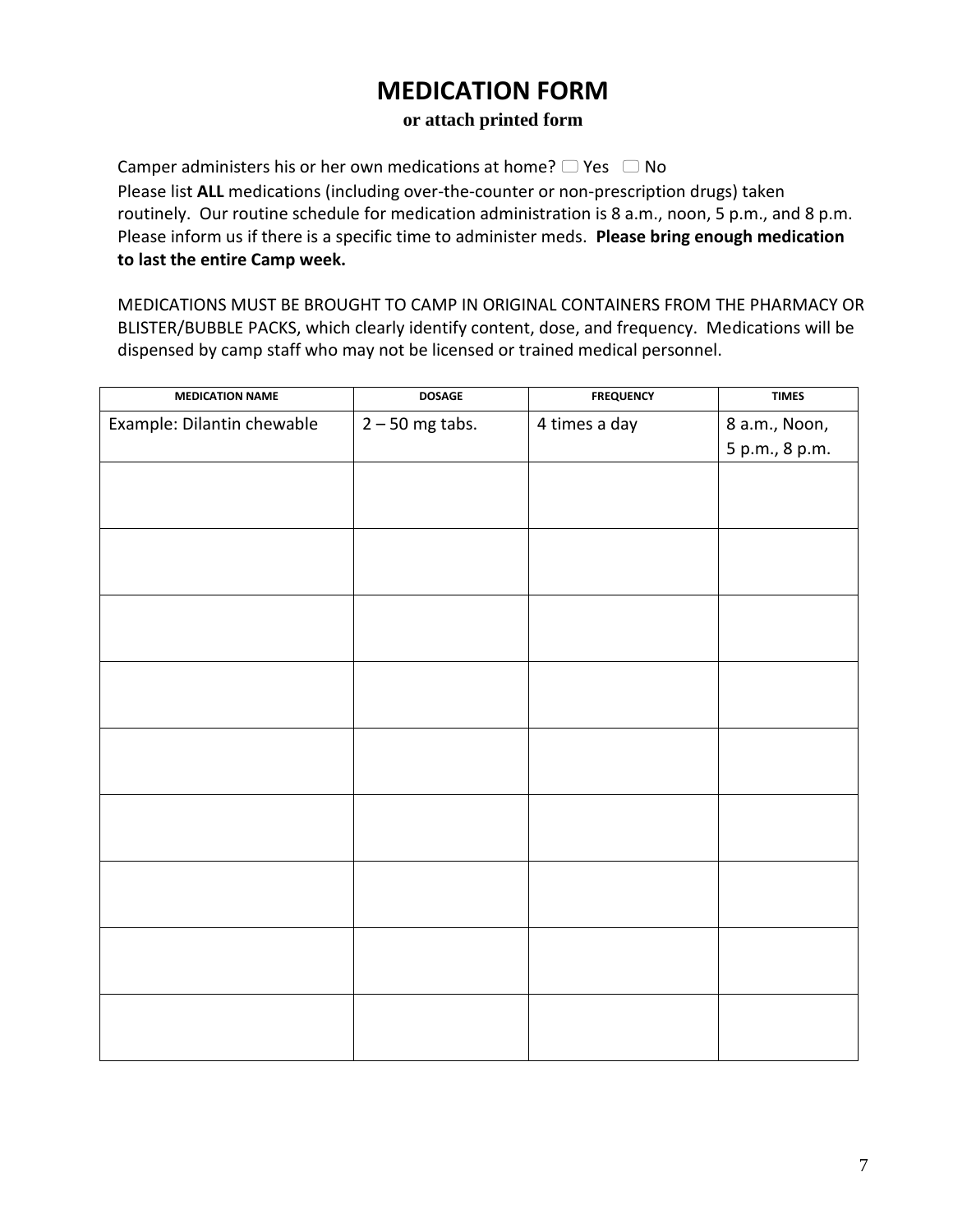# MEDICATION FORM

**or attach printed form**

Camper administers his or her own medications at home? ☐ Yes ☐ No

Please list **ALL** medications (including over-the-counter or non-prescription drugs) taken routinely. Our routine schedule for medication administration is 8 a.m., noon, 5 p.m., and 8 p.m. Please inform us if there is a specific time to administer meds. **Please bring enough medication to last the entire Camp week.**

MEDICATIONS MUST BE BROUGHT TO CAMP IN ORIGINAL CONTAINERS FROM THE PHARMACY OR BLISTER/BUBBLE PACKS, which clearly identify content, dose, and frequency. Medications will be dispensed by camp staff who may not be licensed or trained medical personnel.

| MEDICATION NAME | DOSAGE | FREQUENCY | TIMES |
|---|---|---|---|
| Example: Dilantin chewable | 2 – 50 mg tabs. | 4 times a day | 8 a.m., Noon, 5 p.m., 8 p.m. |
| | | | |
| | | | |
| | | | |
| | | | |
| | | | |
| | | | |
| | | | |
| | | | |
| | | | |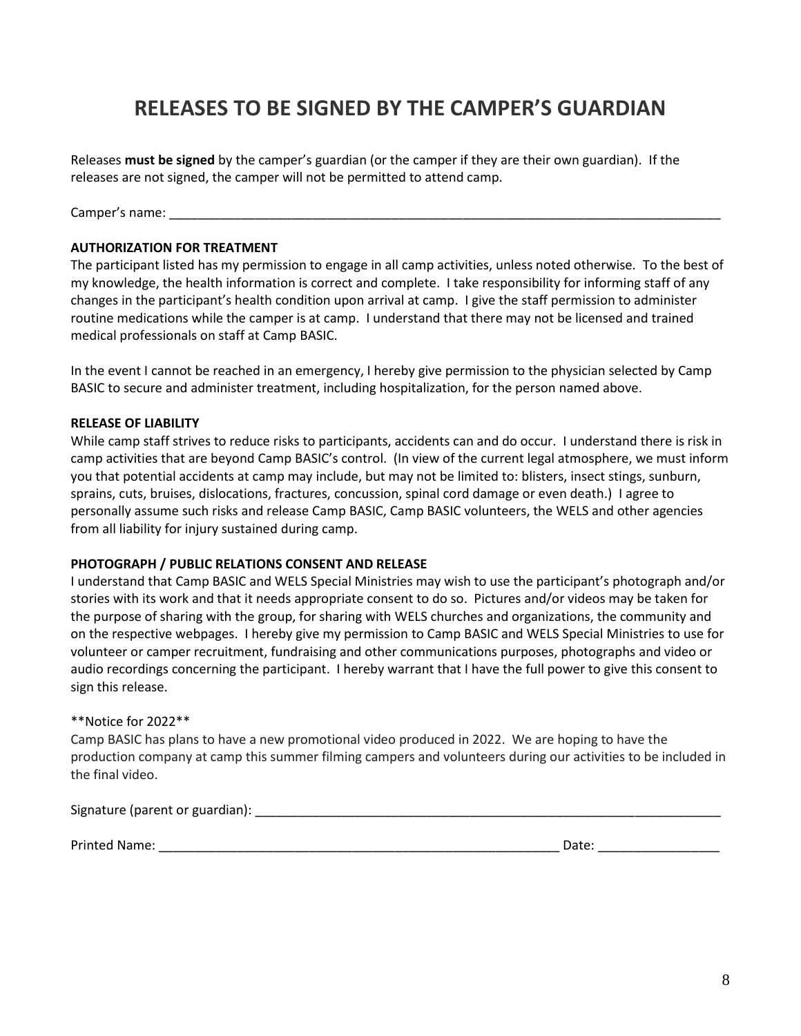# RELEASES TO BE SIGNED BY THE CAMPER'S GUARDIAN

Releases **must be signed** by the camper's guardian (or the camper if they are their own guardian). If the releases are not signed, the camper will not be permitted to attend camp.

Camper's name: ______________________________________________________________________________

**AUTHORIZATION FOR TREATMENT**

The participant listed has my permission to engage in all camp activities, unless noted otherwise. To the best of my knowledge, the health information is correct and complete. I take responsibility for informing staff of any changes in the participant's health condition upon arrival at camp. I give the staff permission to administer routine medications while the camper is at camp. I understand that there may not be licensed and trained medical professionals on staff at Camp BASIC.

In the event I cannot be reached in an emergency, I hereby give permission to the physician selected by Camp BASIC to secure and administer treatment, including hospitalization, for the person named above.

**RELEASE OF LIABILITY**

While camp staff strives to reduce risks to participants, accidents can and do occur. I understand there is risk in camp activities that are beyond Camp BASIC's control. (In view of the current legal atmosphere, we must inform you that potential accidents at camp may include, but may not be limited to: blisters, insect stings, sunburn, sprains, cuts, bruises, dislocations, fractures, concussion, spinal cord damage or even death.) I agree to personally assume such risks and release Camp BASIC, Camp BASIC volunteers, the WELS and other agencies from all liability for injury sustained during camp.

**PHOTOGRAPH / PUBLIC RELATIONS CONSENT AND RELEASE**

I understand that Camp BASIC and WELS Special Ministries may wish to use the participant's photograph and/or stories with its work and that it needs appropriate consent to do so. Pictures and/or videos may be taken for the purpose of sharing with the group, for sharing with WELS churches and organizations, the community and on the respective webpages. I hereby give my permission to Camp BASIC and WELS Special Ministries to use for volunteer or camper recruitment, fundraising and other communications purposes, photographs and video or audio recordings concerning the participant. I hereby warrant that I have the full power to give this consent to sign this release.

**Notice for 2022**

Camp BASIC has plans to have a new promotional video produced in 2022. We are hoping to have the production company at camp this summer filming campers and volunteers during our activities to be included in the final video.

Signature (parent or guardian): _____________________________________________________________________

Printed Name: ___________________________________________________________ Date: _________________